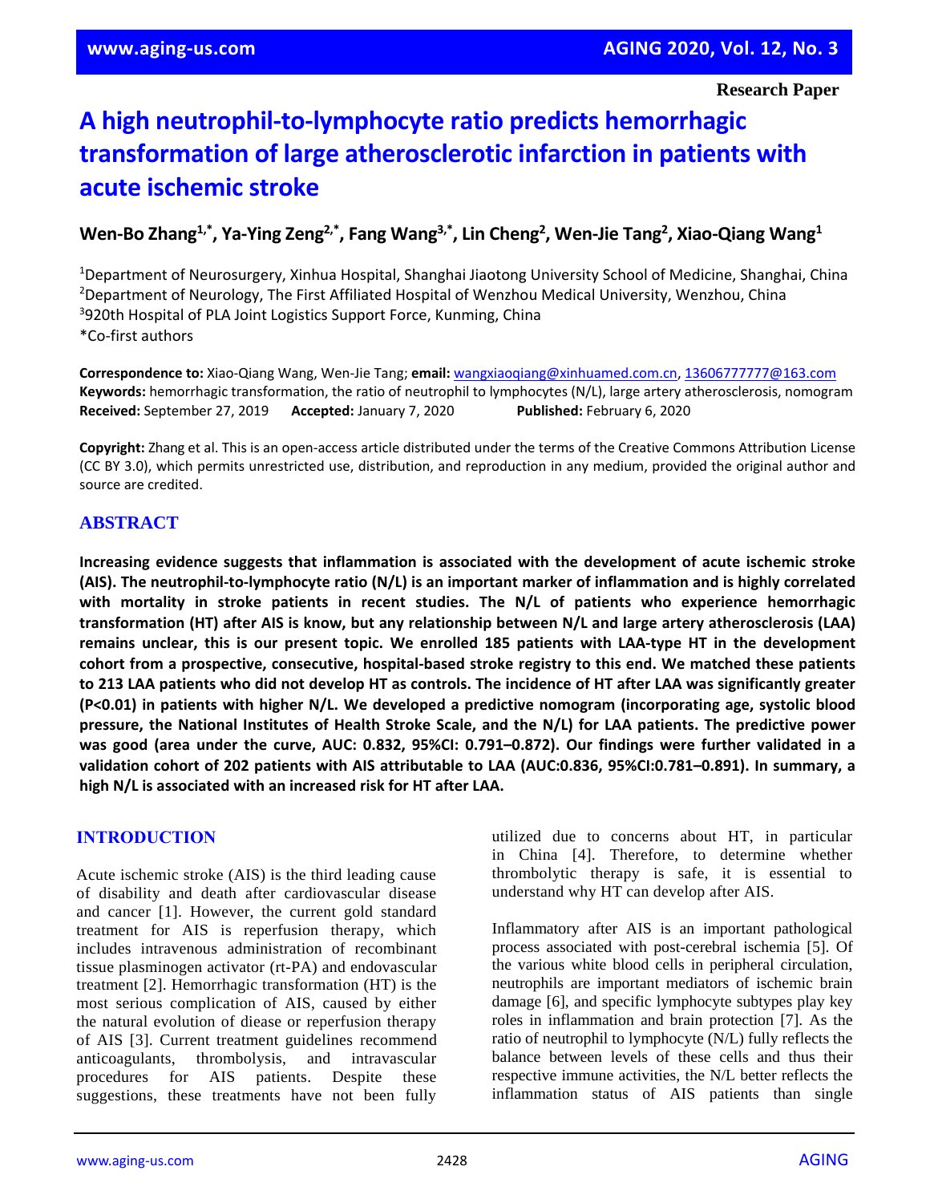Research Paper

# A high neutrophil-to-lymphocyte ratio predicts hemorrhagic transformation of large atherosclerotic infarction in patients with acute ischemic stroke

**Wen-Bo Zhang[1,*], Ya-Ying Zeng[2,*], Fang Wang[3,*], Lin Cheng[2], Wen-Jie Tang[2], Xiao-Qiang Wang[1]**

[1]Department of Neurosurgery, Xinhua Hospital, Shanghai Jiaotong University School of Medicine, Shanghai, China
[2]Department of Neurology, The First Affiliated Hospital of Wenzhou Medical University, Wenzhou, China
[3]920th Hospital of PLA Joint Logistics Support Force, Kunming, China
*Co-first authors

**Correspondence to:** Xiao-Qiang Wang, Wen-Jie Tang; **email:** wangxiaoqiang@xinhuamed.com.cn, 13606777777@163.com
**Keywords:** hemorrhagic transformation, the ratio of neutrophil to lymphocytes (N/L), large artery atherosclerosis, nomogram
**Received:** September 27, 2019 **Accepted:** January 7, 2020 **Published:** February 6, 2020

**Copyright:** Zhang et al. This is an open-access article distributed under the terms of the Creative Commons Attribution License (CC BY 3.0), which permits unrestricted use, distribution, and reproduction in any medium, provided the original author and source are credited.

## ABSTRACT

**Increasing evidence suggests that inflammation is associated with the development of acute ischemic stroke (AIS). The neutrophil-to-lymphocyte ratio (N/L) is an important marker of inflammation and is highly correlated with mortality in stroke patients in recent studies. The N/L of patients who experience hemorrhagic transformation (HT) after AIS is know, but any relationship between N/L and large artery atherosclerosis (LAA) remains unclear, this is our present topic. We enrolled 185 patients with LAA-type HT in the development cohort from a prospective, consecutive, hospital-based stroke registry to this end. We matched these patients to 213 LAA patients who did not develop HT as controls. The incidence of HT after LAA was significantly greater (P<0.01) in patients with higher N/L. We developed a predictive nomogram (incorporating age, systolic blood pressure, the National Institutes of Health Stroke Scale, and the N/L) for LAA patients. The predictive power was good (area under the curve, AUC: 0.832, 95%CI: 0.791–0.872). Our findings were further validated in a validation cohort of 202 patients with AIS attributable to LAA (AUC:0.836, 95%CI:0.781–0.891). In summary, a high N/L is associated with an increased risk for HT after LAA.**

## INTRODUCTION

Acute ischemic stroke (AIS) is the third leading cause of disability and death after cardiovascular disease and cancer [1]. However, the current gold standard treatment for AIS is reperfusion therapy, which includes intravenous administration of recombinant tissue plasminogen activator (rt-PA) and endovascular treatment [2]. Hemorrhagic transformation (HT) is the most serious complication of AIS, caused by either the natural evolution of diease or reperfusion therapy of AIS [3]. Current treatment guidelines recommend anticoagulants, thrombolysis, and intravascular procedures for AIS patients. Despite these suggestions, these treatments have not been fully utilized due to concerns about HT, in particular in China [4]. Therefore, to determine whether thrombolytic therapy is safe, it is essential to understand why HT can develop after AIS.

Inflammatory after AIS is an important pathological process associated with post-cerebral ischemia [5]. Of the various white blood cells in peripheral circulation, neutrophils are important mediators of ischemic brain damage [6], and specific lymphocyte subtypes play key roles in inflammation and brain protection [7]. As the ratio of neutrophil to lymphocyte (N/L) fully reflects the balance between levels of these cells and thus their respective immune activities, the N/L better reflects the inflammation status of AIS patients than single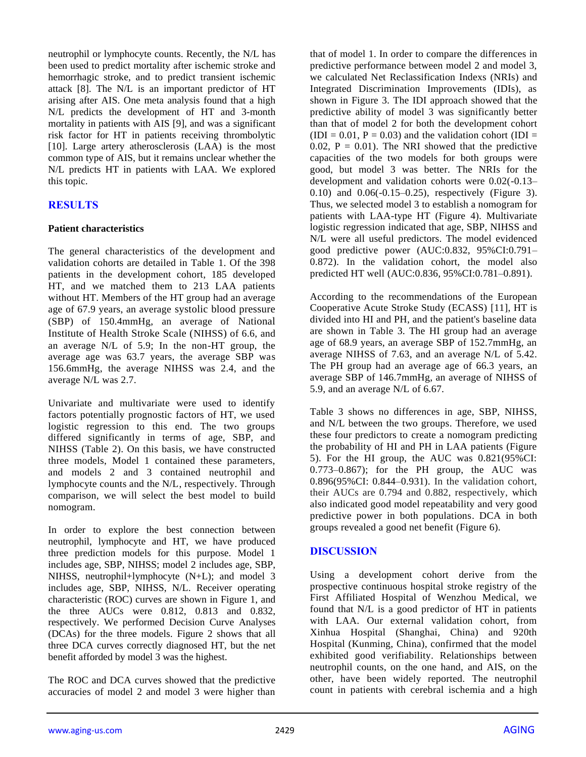neutrophil or lymphocyte counts. Recently, the N/L has been used to predict mortality after ischemic stroke and hemorrhagic stroke, and to predict transient ischemic attack [8]. The N/L is an important predictor of HT arising after AIS. One meta analysis found that a high N/L predicts the development of HT and 3-month mortality in patients with AIS [9], and was a significant risk factor for HT in patients receiving thrombolytic [10]. Large artery atherosclerosis (LAA) is the most common type of AIS, but it remains unclear whether the N/L predicts HT in patients with LAA. We explored this topic.

## RESULTS

### Patient characteristics

The general characteristics of the development and validation cohorts are detailed in Table 1. Of the 398 patients in the development cohort, 185 developed HT, and we matched them to 213 LAA patients without HT. Members of the HT group had an average age of 67.9 years, an average systolic blood pressure (SBP) of 150.4mmHg, an average of National Institute of Health Stroke Scale (NIHSS) of 6.6, and an average N/L of 5.9; In the non-HT group, the average age was 63.7 years, the average SBP was 156.6mmHg, the average NIHSS was 2.4, and the average N/L was 2.7.

Univariate and multivariate were used to identify factors potentially prognostic factors of HT, we used logistic regression to this end. The two groups differed significantly in terms of age, SBP, and NIHSS (Table 2). On this basis, we have constructed three models, Model 1 contained these parameters, and models 2 and 3 contained neutrophil and lymphocyte counts and the N/L, respectively. Through comparison, we will select the best model to build nomogram.

In order to explore the best connection between neutrophil, lymphocyte and HT, we have produced three prediction models for this purpose. Model 1 includes age, SBP, NIHSS; model 2 includes age, SBP, NIHSS, neutrophil+lymphocyte (N+L); and model 3 includes age, SBP, NIHSS, N/L. Receiver operating characteristic (ROC) curves are shown in Figure 1, and the three AUCs were 0.812, 0.813 and 0.832, respectively. We performed Decision Curve Analyses (DCAs) for the three models. Figure 2 shows that all three DCA curves correctly diagnosed HT, but the net benefit afforded by model 3 was the highest.

The ROC and DCA curves showed that the predictive accuracies of model 2 and model 3 were higher than that of model 1. In order to compare the differences in predictive performance between model 2 and model 3, we calculated Net Reclassification Indexs (NRIs) and Integrated Discrimination Improvements (IDIs), as shown in Figure 3. The IDI approach showed that the predictive ability of model 3 was significantly better than that of model 2 for both the development cohort (IDI = 0.01, P = 0.03) and the validation cohort (IDI = 0.02, P = 0.01). The NRI showed that the predictive capacities of the two models for both groups were good, but model 3 was better. The NRIs for the development and validation cohorts were 0.02(-0.13–0.10) and 0.06(-0.15–0.25), respectively (Figure 3). Thus, we selected model 3 to establish a nomogram for patients with LAA-type HT (Figure 4). Multivariate logistic regression indicated that age, SBP, NIHSS and N/L were all useful predictors. The model evidenced good predictive power (AUC:0.832, 95%CI:0.791–0.872). In the validation cohort, the model also predicted HT well (AUC:0.836, 95%CI:0.781–0.891).

According to the recommendations of the European Cooperative Acute Stroke Study (ECASS) [11], HT is divided into HI and PH, and the patient's baseline data are shown in Table 3. The HI group had an average age of 68.9 years, an average SBP of 152.7mmHg, an average NIHSS of 7.63, and an average N/L of 5.42. The PH group had an average age of 66.3 years, an average SBP of 146.7mmHg, an average of NIHSS of 5.9, and an average N/L of 6.67.

Table 3 shows no differences in age, SBP, NIHSS, and N/L between the two groups. Therefore, we used these four predictors to create a nomogram predicting the probability of HI and PH in LAA patients (Figure 5). For the HI group, the AUC was 0.821(95%CI: 0.773–0.867); for the PH group, the AUC was 0.896(95%CI: 0.844–0.931). In the validation cohort, their AUCs are 0.794 and 0.882, respectively, which also indicated good model repeatability and very good predictive power in both populations. DCA in both groups revealed a good net benefit (Figure 6).

## DISCUSSION

Using a development cohort derive from the prospective continuous hospital stroke registry of the First Affiliated Hospital of Wenzhou Medical, we found that N/L is a good predictor of HT in patients with LAA. Our external validation cohort, from Xinhua Hospital (Shanghai, China) and 920th Hospital (Kunming, China), confirmed that the model exhibited good verifiability. Relationships between neutrophil counts, on the one hand, and AIS, on the other, have been widely reported. The neutrophil count in patients with cerebral ischemia and a high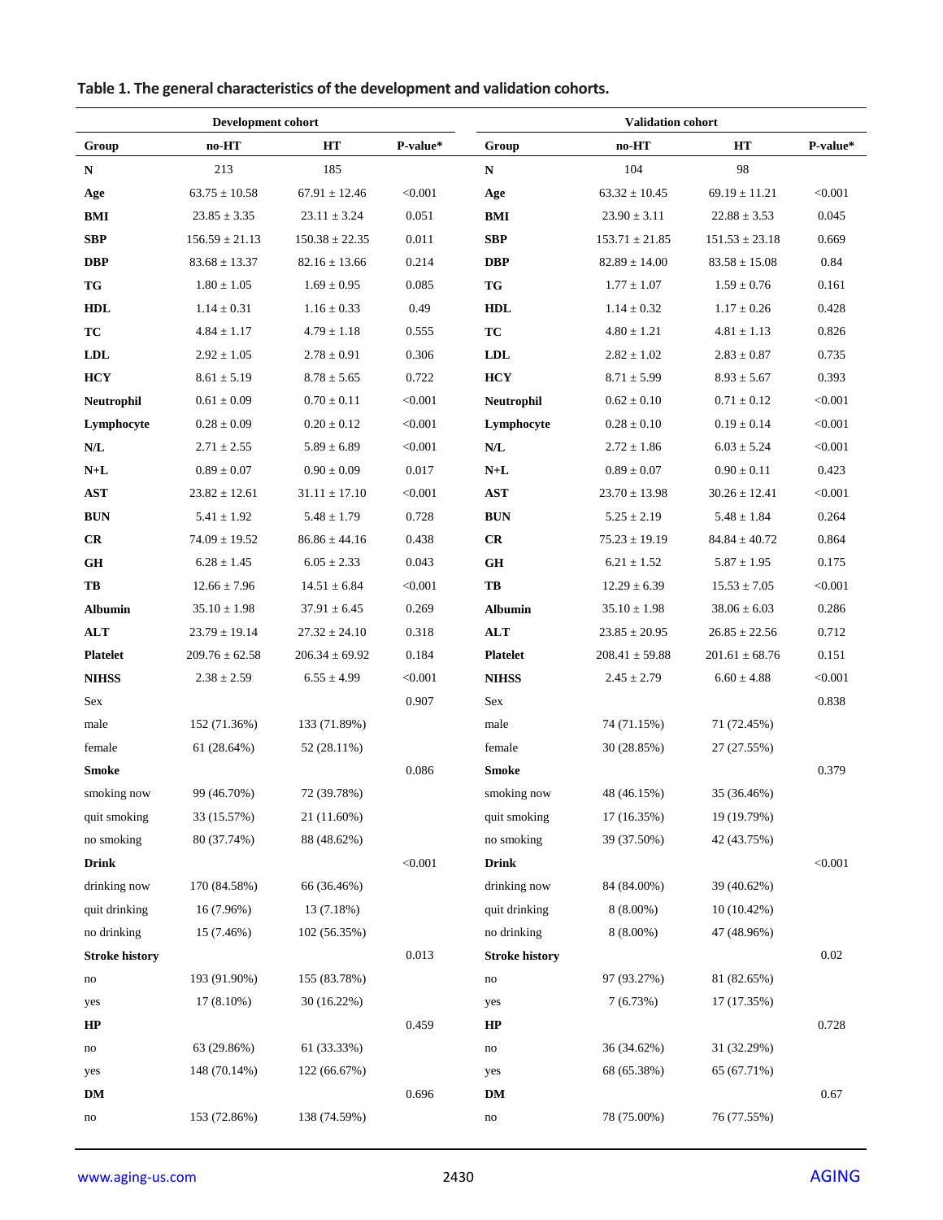**Table 1. The general characteristics of the development and validation cohorts.**

| Development cohort | | | | Validation cohort | | | |
|---|---|---|---|---|---|---|---|
| **Group** | **no-HT** | **HT** | **P-value*** | **Group** | **no-HT** | **HT** | **P-value*** |
| **N** | 213 | 185 | | **N** | 104 | 98 | |
| **Age** | 63.75 ± 10.58 | 67.91 ± 12.46 | <0.001 | **Age** | 63.32 ± 10.45 | 69.19 ± 11.21 | <0.001 |
| **BMI** | 23.85 ± 3.35 | 23.11 ± 3.24 | 0.051 | **BMI** | 23.90 ± 3.11 | 22.88 ± 3.53 | 0.045 |
| **SBP** | 156.59 ± 21.13 | 150.38 ± 22.35 | 0.011 | **SBP** | 153.71 ± 21.85 | 151.53 ± 23.18 | 0.669 |
| **DBP** | 83.68 ± 13.37 | 82.16 ± 13.66 | 0.214 | **DBP** | 82.89 ± 14.00 | 83.58 ± 15.08 | 0.84 |
| **TG** | 1.80 ± 1.05 | 1.69 ± 0.95 | 0.085 | **TG** | 1.77 ± 1.07 | 1.59 ± 0.76 | 0.161 |
| **HDL** | 1.14 ± 0.31 | 1.16 ± 0.33 | 0.49 | **HDL** | 1.14 ± 0.32 | 1.17 ± 0.26 | 0.428 |
| **TC** | 4.84 ± 1.17 | 4.79 ± 1.18 | 0.555 | **TC** | 4.80 ± 1.21 | 4.81 ± 1.13 | 0.826 |
| **LDL** | 2.92 ± 1.05 | 2.78 ± 0.91 | 0.306 | **LDL** | 2.82 ± 1.02 | 2.83 ± 0.87 | 0.735 |
| **HCY** | 8.61 ± 5.19 | 8.78 ± 5.65 | 0.722 | **HCY** | 8.71 ± 5.99 | 8.93 ± 5.67 | 0.393 |
| **Neutrophil** | 0.61 ± 0.09 | 0.70 ± 0.11 | <0.001 | **Neutrophil** | 0.62 ± 0.10 | 0.71 ± 0.12 | <0.001 |
| **Lymphocyte** | 0.28 ± 0.09 | 0.20 ± 0.12 | <0.001 | **Lymphocyte** | 0.28 ± 0.10 | 0.19 ± 0.14 | <0.001 |
| **N/L** | 2.71 ± 2.55 | 5.89 ± 6.89 | <0.001 | **N/L** | 2.72 ± 1.86 | 6.03 ± 5.24 | <0.001 |
| **N+L** | 0.89 ± 0.07 | 0.90 ± 0.09 | 0.017 | **N+L** | 0.89 ± 0.07 | 0.90 ± 0.11 | 0.423 |
| **AST** | 23.82 ± 12.61 | 31.11 ± 17.10 | <0.001 | **AST** | 23.70 ± 13.98 | 30.26 ± 12.41 | <0.001 |
| **BUN** | 5.41 ± 1.92 | 5.48 ± 1.79 | 0.728 | **BUN** | 5.25 ± 2.19 | 5.48 ± 1.84 | 0.264 |
| **CR** | 74.09 ± 19.52 | 86.86 ± 44.16 | 0.438 | **CR** | 75.23 ± 19.19 | 84.84 ± 40.72 | 0.864 |
| **GH** | 6.28 ± 1.45 | 6.05 ± 2.33 | 0.043 | **GH** | 6.21 ± 1.52 | 5.87 ± 1.95 | 0.175 |
| **TB** | 12.66 ± 7.96 | 14.51 ± 6.84 | <0.001 | **TB** | 12.29 ± 6.39 | 15.53 ± 7.05 | <0.001 |
| **Albumin** | 35.10 ± 1.98 | 37.91 ± 6.45 | 0.269 | **Albumin** | 35.10 ± 1.98 | 38.06 ± 6.03 | 0.286 |
| **ALT** | 23.79 ± 19.14 | 27.32 ± 24.10 | 0.318 | **ALT** | 23.85 ± 20.95 | 26.85 ± 22.56 | 0.712 |
| **Platelet** | 209.76 ± 62.58 | 206.34 ± 69.92 | 0.184 | **Platelet** | 208.41 ± 59.88 | 201.61 ± 68.76 | 0.151 |
| **NIHSS** | 2.38 ± 2.59 | 6.55 ± 4.99 | <0.001 | **NIHSS** | 2.45 ± 2.79 | 6.60 ± 4.88 | <0.001 |
| Sex | | | 0.907 | Sex | | | 0.838 |
| male | 152 (71.36%) | 133 (71.89%) | | male | 74 (71.15%) | 71 (72.45%) | |
| female | 61 (28.64%) | 52 (28.11%) | | female | 30 (28.85%) | 27 (27.55%) | |
| **Smoke** | | | 0.086 | **Smoke** | | | 0.379 |
| smoking now | 99 (46.70%) | 72 (39.78%) | | smoking now | 48 (46.15%) | 35 (36.46%) | |
| quit smoking | 33 (15.57%) | 21 (11.60%) | | quit smoking | 17 (16.35%) | 19 (19.79%) | |
| no smoking | 80 (37.74%) | 88 (48.62%) | | no smoking | 39 (37.50%) | 42 (43.75%) | |
| **Drink** | | | <0.001 | **Drink** | | | <0.001 |
| drinking now | 170 (84.58%) | 66 (36.46%) | | drinking now | 84 (84.00%) | 39 (40.62%) | |
| quit drinking | 16 (7.96%) | 13 (7.18%) | | quit drinking | 8 (8.00%) | 10 (10.42%) | |
| no drinking | 15 (7.46%) | 102 (56.35%) | | no drinking | 8 (8.00%) | 47 (48.96%) | |
| **Stroke history** | | | 0.013 | **Stroke history** | | | 0.02 |
| no | 193 (91.90%) | 155 (83.78%) | | no | 97 (93.27%) | 81 (82.65%) | |
| yes | 17 (8.10%) | 30 (16.22%) | | yes | 7 (6.73%) | 17 (17.35%) | |
| **HP** | | | 0.459 | **HP** | | | 0.728 |
| no | 63 (29.86%) | 61 (33.33%) | | no | 36 (34.62%) | 31 (32.29%) | |
| yes | 148 (70.14%) | 122 (66.67%) | | yes | 68 (65.38%) | 65 (67.71%) | |
| **DM** | | | 0.696 | **DM** | | | 0.67 |
| no | 153 (72.86%) | 138 (74.59%) | | no | 78 (75.00%) | 76 (77.55%) | |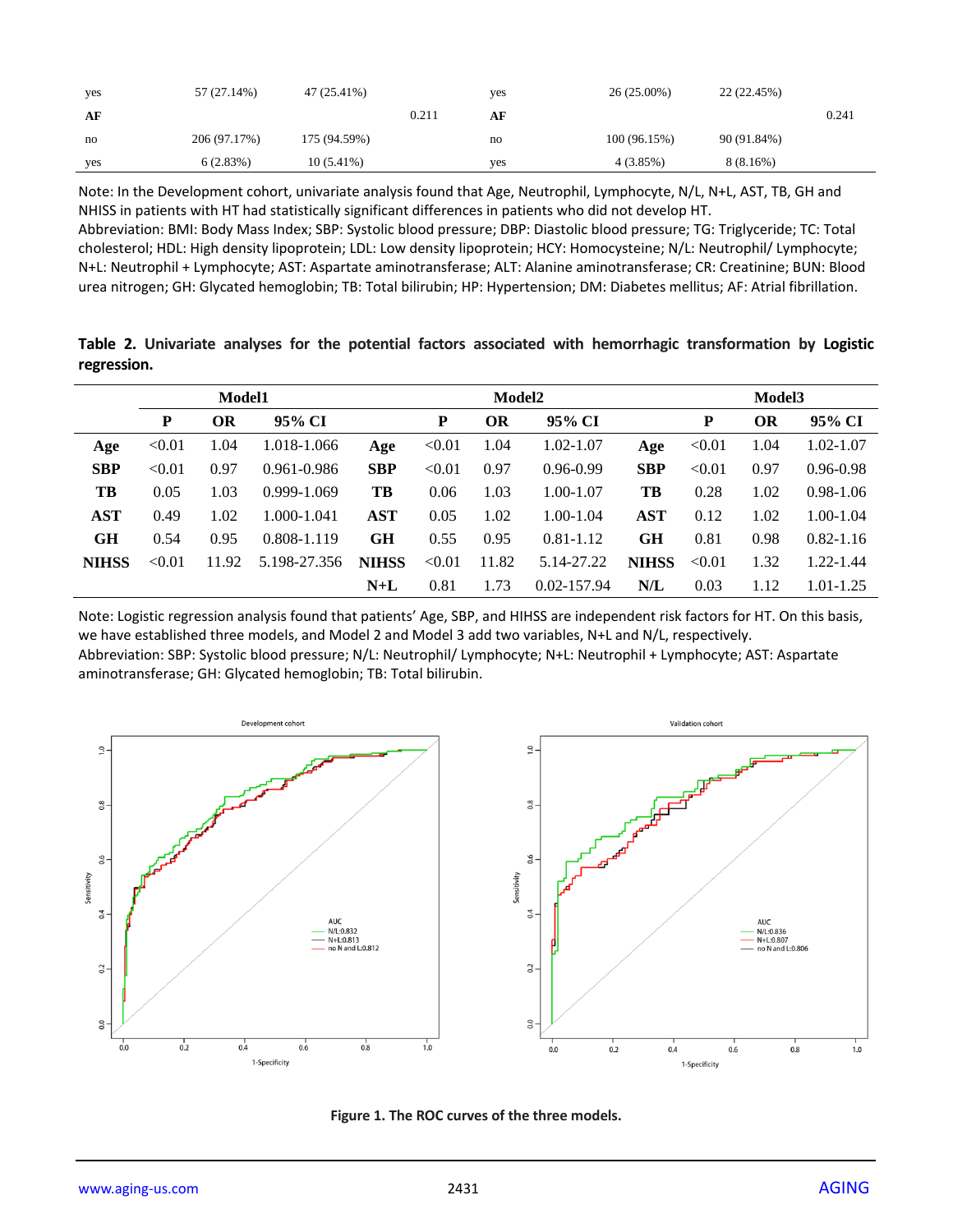| | | | | | | | |
|---|---|---|---|---|---|---|---|
| yes | 57 (27.14%) | 47 (25.41%) | | yes | 26 (25.00%) | 22 (22.45%) | |
| **AF** | | | 0.211 | **AF** | | | 0.241 |
| no | 206 (97.17%) | 175 (94.59%) | | no | 100 (96.15%) | 90 (91.84%) | |
| yes | 6 (2.83%) | 10 (5.41%) | | yes | 4 (3.85%) | 8 (8.16%) | |

Note: In the Development cohort, univariate analysis found that Age, Neutrophil, Lymphocyte, N/L, N+L, AST, TB, GH and NHISS in patients with HT had statistically significant differences in patients who did not develop HT.
Abbreviation: BMI: Body Mass Index; SBP: Systolic blood pressure; DBP: Diastolic blood pressure; TG: Triglyceride; TC: Total cholesterol; HDL: High density lipoprotein; LDL: Low density lipoprotein; HCY: Homocysteine; N/L: Neutrophil/ Lymphocyte; N+L: Neutrophil + Lymphocyte; AST: Aspartate aminotransferase; ALT: Alanine aminotransferase; CR: Creatinine; BUN: Blood urea nitrogen; GH: Glycated hemoglobin; TB: Total bilirubin; HP: Hypertension; DM: Diabetes mellitus; AF: Atrial fibrillation.

**Table 2. Univariate analyses for the potential factors associated with hemorrhagic transformation by Logistic regression.**

| | Model1 | | | | Model2 | | | | Model3 | | |
|---|---|---|---|---|---|---|---|---|---|---|---|
| | **P** | **OR** | **95% CI** | | **P** | **OR** | **95% CI** | | **P** | **OR** | **95% CI** |
| **Age** | <0.01 | 1.04 | 1.018-1.066 | **Age** | <0.01 | 1.04 | 1.02-1.07 | **Age** | <0.01 | 1.04 | 1.02-1.07 |
| **SBP** | <0.01 | 0.97 | 0.961-0.986 | **SBP** | <0.01 | 0.97 | 0.96-0.99 | **SBP** | <0.01 | 0.97 | 0.96-0.98 |
| **TB** | 0.05 | 1.03 | 0.999-1.069 | **TB** | 0.06 | 1.03 | 1.00-1.07 | **TB** | 0.28 | 1.02 | 0.98-1.06 |
| **AST** | 0.49 | 1.02 | 1.000-1.041 | **AST** | 0.05 | 1.02 | 1.00-1.04 | **AST** | 0.12 | 1.02 | 1.00-1.04 |
| **GH** | 0.54 | 0.95 | 0.808-1.119 | **GH** | 0.55 | 0.95 | 0.81-1.12 | **GH** | 0.81 | 0.98 | 0.82-1.16 |
| **NIHSS** | <0.01 | 11.92 | 5.198-27.356 | **NIHSS** | <0.01 | 11.82 | 5.14-27.22 | **NIHSS** | <0.01 | 1.32 | 1.22-1.44 |
| | | | | **N+L** | 0.81 | 1.73 | 0.02-157.94 | **N/L** | 0.03 | 1.12 | 1.01-1.25 |

Note: Logistic regression analysis found that patients' Age, SBP, and HIHSS are independent risk factors for HT. On this basis, we have established three models, and Model 2 and Model 3 add two variables, N+L and N/L, respectively.
Abbreviation: SBP: Systolic blood pressure; N/L: Neutrophil/ Lymphocyte; N+L: Neutrophil + Lymphocyte; AST: Aspartate aminotransferase; GH: Glycated hemoglobin; TB: Total bilirubin.

**Figure 1. The ROC curves of the three models.**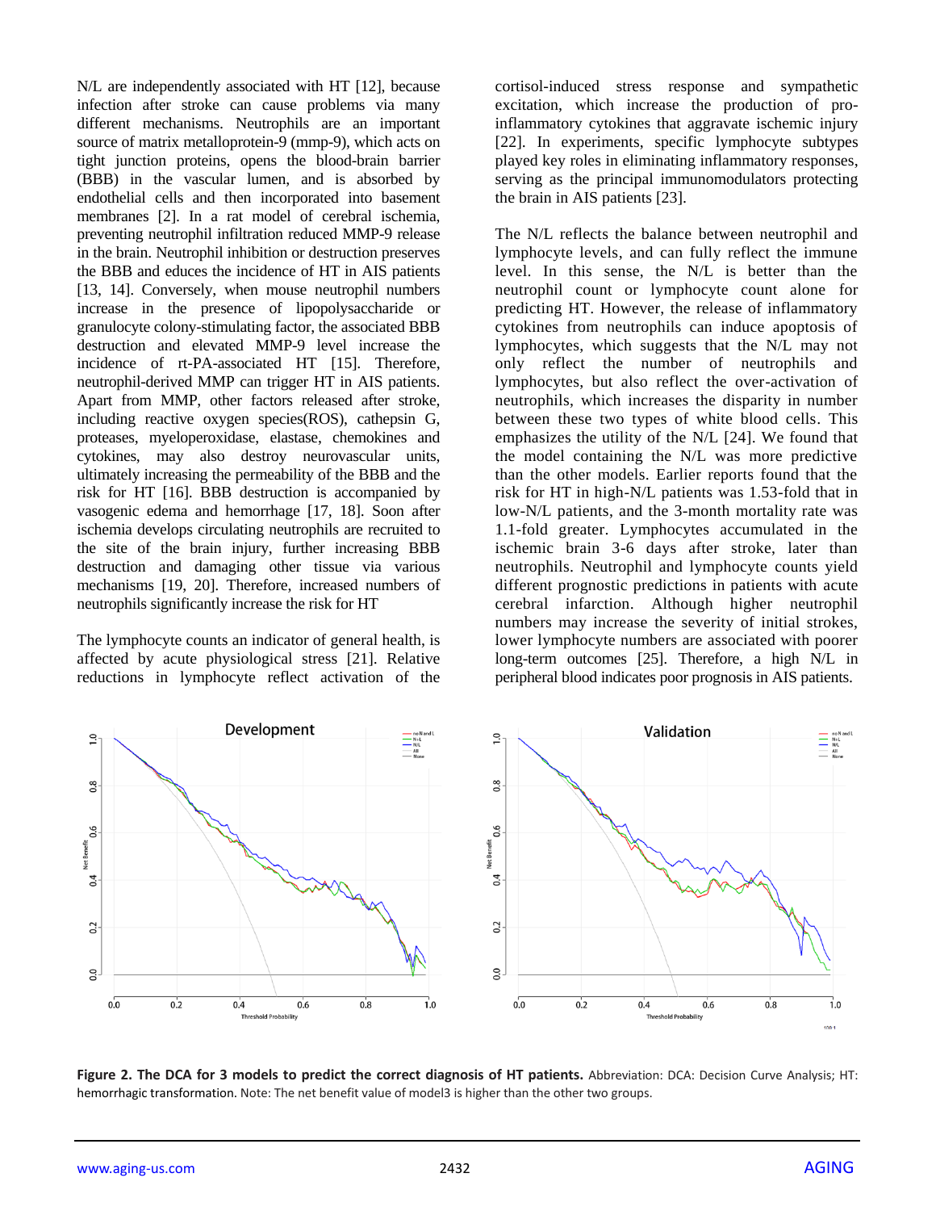N/L are independently associated with HT [12], because infection after stroke can cause problems via many different mechanisms. Neutrophils are an important source of matrix metalloprotein-9 (mmp-9), which acts on tight junction proteins, opens the blood-brain barrier (BBB) in the vascular lumen, and is absorbed by endothelial cells and then incorporated into basement membranes [2]. In a rat model of cerebral ischemia, preventing neutrophil infiltration reduced MMP-9 release in the brain. Neutrophil inhibition or destruction preserves the BBB and educes the incidence of HT in AIS patients [13, 14]. Conversely, when mouse neutrophil numbers increase in the presence of lipopolysaccharide or granulocyte colony-stimulating factor, the associated BBB destruction and elevated MMP-9 level increase the incidence of rt-PA-associated HT [15]. Therefore, neutrophil-derived MMP can trigger HT in AIS patients. Apart from MMP, other factors released after stroke, including reactive oxygen species(ROS), cathepsin G, proteases, myeloperoxidase, elastase, chemokines and cytokines, may also destroy neurovascular units, ultimately increasing the permeability of the BBB and the risk for HT [16]. BBB destruction is accompanied by vasogenic edema and hemorrhage [17, 18]. Soon after ischemia develops circulating neutrophils are recruited to the site of the brain injury, further increasing BBB destruction and damaging other tissue via various mechanisms [19, 20]. Therefore, increased numbers of neutrophils significantly increase the risk for HT

The lymphocyte counts an indicator of general health, is affected by acute physiological stress [21]. Relative reductions in lymphocyte reflect activation of the cortisol-induced stress response and sympathetic excitation, which increase the production of pro-inflammatory cytokines that aggravate ischemic injury [22]. In experiments, specific lymphocyte subtypes played key roles in eliminating inflammatory responses, serving as the principal immunomodulators protecting the brain in AIS patients [23].

The N/L reflects the balance between neutrophil and lymphocyte levels, and can fully reflect the immune level. In this sense, the N/L is better than the neutrophil count or lymphocyte count alone for predicting HT. However, the release of inflammatory cytokines from neutrophils can induce apoptosis of lymphocytes, which suggests that the N/L may not only reflect the number of neutrophils and lymphocytes, but also reflect the over-activation of neutrophils, which increases the disparity in number between these two types of white blood cells. This emphasizes the utility of the N/L [24]. We found that the model containing the N/L was more predictive than the other models. Earlier reports found that the risk for HT in high-N/L patients was 1.53-fold that in low-N/L patients, and the 3-month mortality rate was 1.1-fold greater. Lymphocytes accumulated in the ischemic brain 3-6 days after stroke, later than neutrophils. Neutrophil and lymphocyte counts yield different prognostic predictions in patients with acute cerebral infarction. Although higher neutrophil numbers may increase the severity of initial strokes, lower lymphocyte numbers are associated with poorer long-term outcomes [25]. Therefore, a high N/L in peripheral blood indicates poor prognosis in AIS patients.

**Figure 2. The DCA for 3 models to predict the correct diagnosis of HT patients.** Abbreviation: DCA: Decision Curve Analysis; HT: hemorrhagic transformation. Note: The net benefit value of model3 is higher than the other two groups.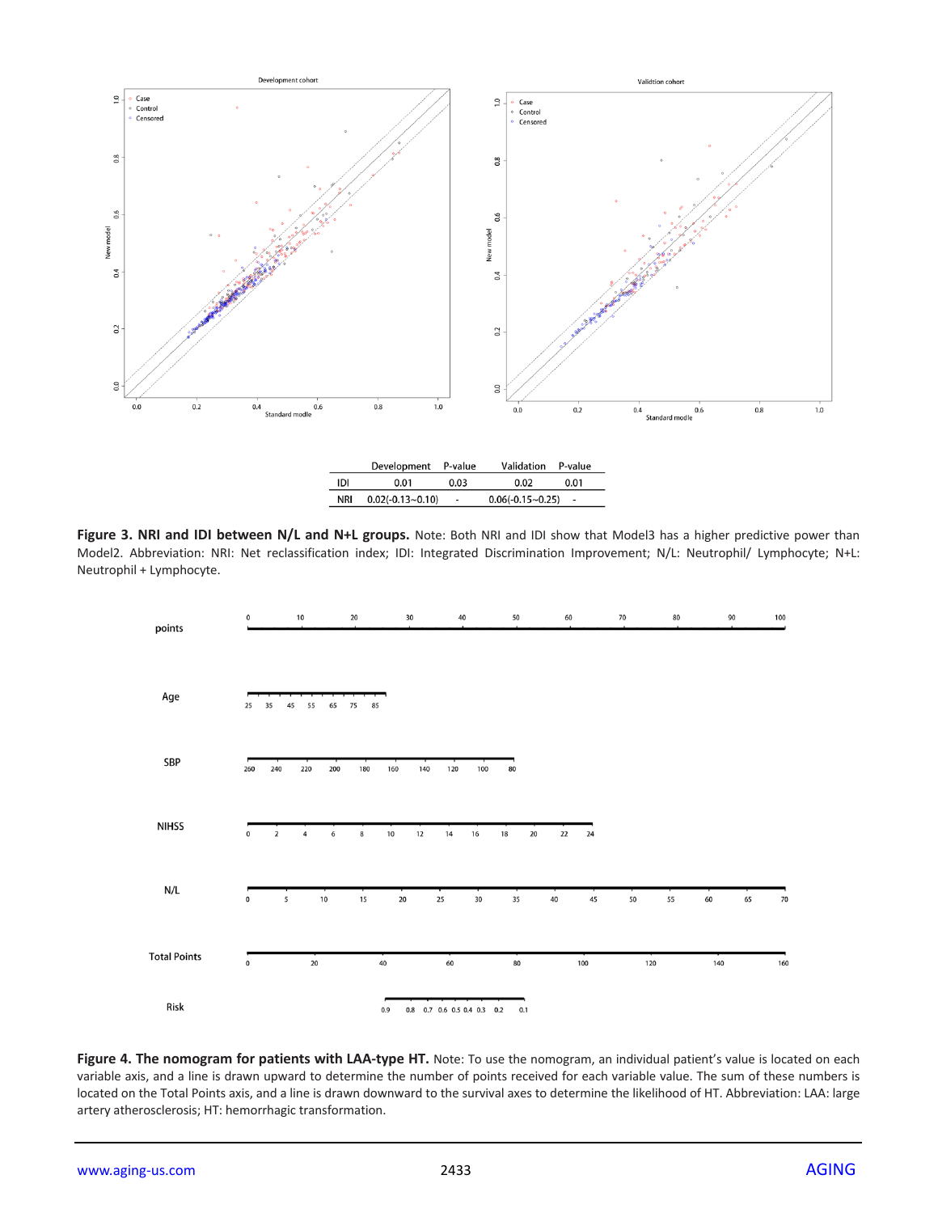| | Development | P-value | Validation | P-value |
|---|---|---|---|---|
| IDI | 0.01 | 0.03 | 0.02 | 0.01 |
| NRI | 0.02(-0.13~0.10) | - | 0.06(-0.15~0.25) | - |

**Figure 3. NRI and IDI between N/L and N+L groups.** Note: Both NRI and IDI show that Model3 has a higher predictive power than Model2. Abbreviation: NRI: Net reclassification index; IDI: Integrated Discrimination Improvement; N/L: Neutrophil/ Lymphocyte; N+L: Neutrophil + Lymphocyte.

**Figure 4. The nomogram for patients with LAA-type HT.** Note: To use the nomogram, an individual patient's value is located on each variable axis, and a line is drawn upward to determine the number of points received for each variable value. The sum of these numbers is located on the Total Points axis, and a line is drawn downward to the survival axes to determine the likelihood of HT. Abbreviation: LAA: large artery atherosclerosis; HT: hemorrhagic transformation.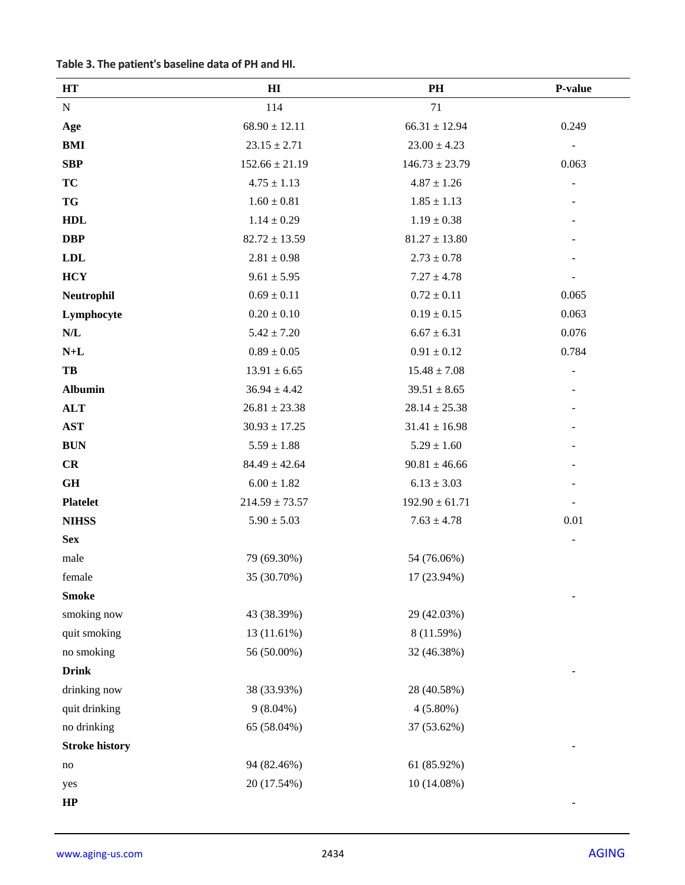**Table 3. The patient's baseline data of PH and HI.**

| HT | HI | PH | P-value |
|---|---|---|---|
| N | 114 | 71 | |
| **Age** | 68.90 ± 12.11 | 66.31 ± 12.94 | 0.249 |
| **BMI** | 23.15 ± 2.71 | 23.00 ± 4.23 | - |
| **SBP** | 152.66 ± 21.19 | 146.73 ± 23.79 | 0.063 |
| **TC** | 4.75 ± 1.13 | 4.87 ± 1.26 | - |
| **TG** | 1.60 ± 0.81 | 1.85 ± 1.13 | - |
| **HDL** | 1.14 ± 0.29 | 1.19 ± 0.38 | - |
| **DBP** | 82.72 ± 13.59 | 81.27 ± 13.80 | - |
| **LDL** | 2.81 ± 0.98 | 2.73 ± 0.78 | - |
| **HCY** | 9.61 ± 5.95 | 7.27 ± 4.78 | - |
| **Neutrophil** | 0.69 ± 0.11 | 0.72 ± 0.11 | 0.065 |
| **Lymphocyte** | 0.20 ± 0.10 | 0.19 ± 0.15 | 0.063 |
| **N/L** | 5.42 ± 7.20 | 6.67 ± 6.31 | 0.076 |
| **N+L** | 0.89 ± 0.05 | 0.91 ± 0.12 | 0.784 |
| **TB** | 13.91 ± 6.65 | 15.48 ± 7.08 | - |
| **Albumin** | 36.94 ± 4.42 | 39.51 ± 8.65 | - |
| **ALT** | 26.81 ± 23.38 | 28.14 ± 25.38 | - |
| **AST** | 30.93 ± 17.25 | 31.41 ± 16.98 | - |
| **BUN** | 5.59 ± 1.88 | 5.29 ± 1.60 | - |
| **CR** | 84.49 ± 42.64 | 90.81 ± 46.66 | - |
| **GH** | 6.00 ± 1.82 | 6.13 ± 3.03 | - |
| **Platelet** | 214.59 ± 73.57 | 192.90 ± 61.71 | - |
| **NIHSS** | 5.90 ± 5.03 | 7.63 ± 4.78 | 0.01 |
| **Sex** | | | - |
| male | 79 (69.30%) | 54 (76.06%) | |
| female | 35 (30.70%) | 17 (23.94%) | |
| **Smoke** | | | - |
| smoking now | 43 (38.39%) | 29 (42.03%) | |
| quit smoking | 13 (11.61%) | 8 (11.59%) | |
| no smoking | 56 (50.00%) | 32 (46.38%) | |
| **Drink** | | | - |
| drinking now | 38 (33.93%) | 28 (40.58%) | |
| quit drinking | 9 (8.04%) | 4 (5.80%) | |
| no drinking | 65 (58.04%) | 37 (53.62%) | |
| **Stroke history** | | | - |
| no | 94 (82.46%) | 61 (85.92%) | |
| yes | 20 (17.54%) | 10 (14.08%) | |
| **HP** | | | - |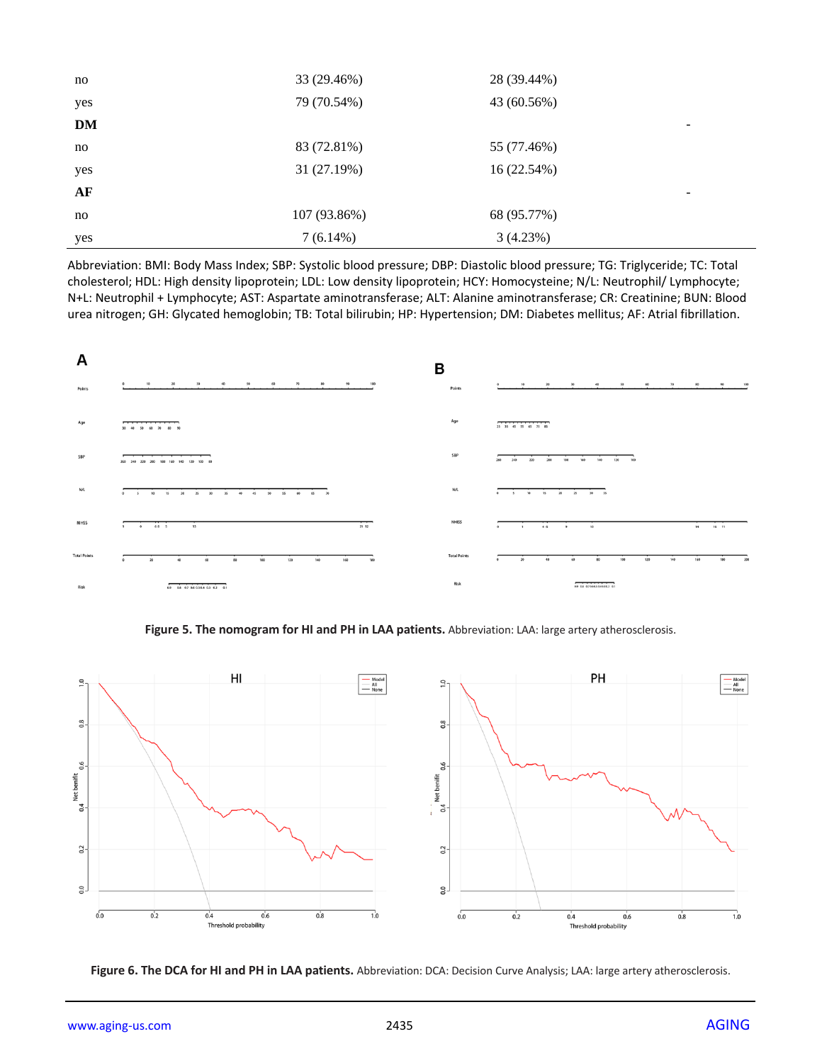| | | | |
|---|---|---|---|
| no | 33 (29.46%) | 28 (39.44%) | |
| yes | 79 (70.54%) | 43 (60.56%) | |
| **DM** | | | - |
| no | 83 (72.81%) | 55 (77.46%) | |
| yes | 31 (27.19%) | 16 (22.54%) | |
| **AF** | | | - |
| no | 107 (93.86%) | 68 (95.77%) | |
| yes | 7 (6.14%) | 3 (4.23%) | |

Abbreviation: BMI: Body Mass Index; SBP: Systolic blood pressure; DBP: Diastolic blood pressure; TG: Triglyceride; TC: Total cholesterol; HDL: High density lipoprotein; LDL: Low density lipoprotein; HCY: Homocysteine; N/L: Neutrophil/ Lymphocyte; N+L: Neutrophil + Lymphocyte; AST: Aspartate aminotransferase; ALT: Alanine aminotransferase; CR: Creatinine; BUN: Blood urea nitrogen; GH: Glycated hemoglobin; TB: Total bilirubin; HP: Hypertension; DM: Diabetes mellitus; AF: Atrial fibrillation.

**Figure 5. The nomogram for HI and PH in LAA patients.** Abbreviation: LAA: large artery atherosclerosis.

**Figure 6. The DCA for HI and PH in LAA patients.** Abbreviation: DCA: Decision Curve Analysis; LAA: large artery atherosclerosis.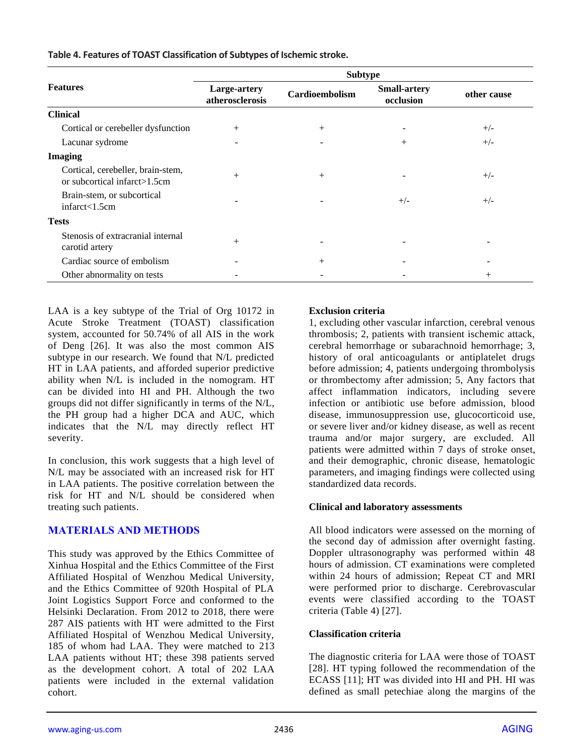**Table 4. Features of TOAST Classification of Subtypes of Ischemic stroke.**

| Features | Subtype | | | |
|---|---|---|---|---|
| | Large-artery atherosclerosis | Cardioembolism | Small-artery occlusion | other cause |
| **Clinical** | | | | |
| Cortical or cerebeller dysfunction | + | + | - | +/- |
| Lacunar sydrome | - | - | + | +/- |
| **Imaging** | | | | |
| Cortical, cerebeller, brain-stem, or subcortical infarct>1.5cm | + | + | - | +/- |
| Brain-stem, or subcortical infarct<1.5cm | - | - | +/- | +/- |
| **Tests** | | | | |
| Stenosis of extracranial internal carotid artery | + | - | - | - |
| Cardiac source of embolism | - | + | - | - |
| Other abnormality on tests | - | - | - | + |

LAA is a key subtype of the Trial of Org 10172 in Acute Stroke Treatment (TOAST) classification system, accounted for 50.74% of all AIS in the work of Deng [26]. It was also the most common AIS subtype in our research. We found that N/L predicted HT in LAA patients, and afforded superior predictive ability when N/L is included in the nomogram. HT can be divided into HI and PH. Although the two groups did not differ significantly in terms of the N/L, the PH group had a higher DCA and AUC, which indicates that the N/L may directly reflect HT severity.

In conclusion, this work suggests that a high level of N/L may be associated with an increased risk for HT in LAA patients. The positive correlation between the risk for HT and N/L should be considered when treating such patients.

## MATERIALS AND METHODS

This study was approved by the Ethics Committee of Xinhua Hospital and the Ethics Committee of the First Affiliated Hospital of Wenzhou Medical University, and the Ethics Committee of 920th Hospital of PLA Joint Logistics Support Force and conformed to the Helsinki Declaration. From 2012 to 2018, there were 287 AIS patients with HT were admitted to the First Affiliated Hospital of Wenzhou Medical University, 185 of whom had LAA. They were matched to 213 LAA patients without HT; these 398 patients served as the development cohort. A total of 202 LAA patients were included in the external validation cohort.

### Exclusion criteria

1, excluding other vascular infarction, cerebral venous thrombosis; 2, patients with transient ischemic attack, cerebral hemorrhage or subarachnoid hemorrhage; 3, history of oral anticoagulants or antiplatelet drugs before admission; 4, patients undergoing thrombolysis or thrombectomy after admission; 5, Any factors that affect inflammation indicators, including severe infection or antibiotic use before admission, blood disease, immunosuppression use, glucocorticoid use, or severe liver and/or kidney disease, as well as recent trauma and/or major surgery, are excluded. All patients were admitted within 7 days of stroke onset, and their demographic, chronic disease, hematologic parameters, and imaging findings were collected using standardized data records.

### Clinical and laboratory assessments

All blood indicators were assessed on the morning of the second day of admission after overnight fasting. Doppler ultrasonography was performed within 48 hours of admission. CT examinations were completed within 24 hours of admission; Repeat CT and MRI were performed prior to discharge. Cerebrovascular events were classified according to the TOAST criteria (Table 4) [27].

### Classification criteria

The diagnostic criteria for LAA were those of TOAST [28]. HT typing followed the recommendation of the ECASS [11]; HT was divided into HI and PH. HI was defined as small petechiae along the margins of the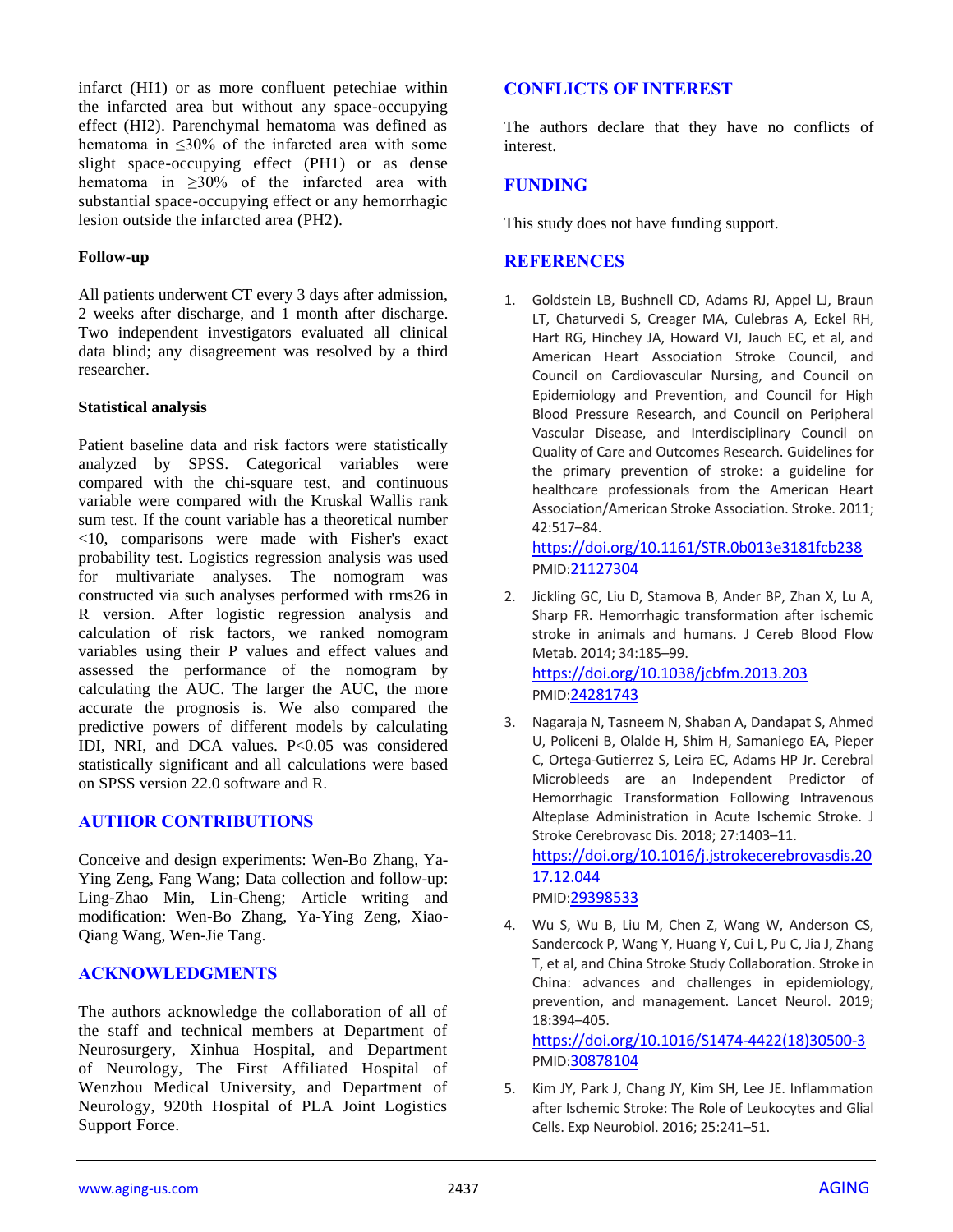infarct (HI1) or as more confluent petechiae within the infarcted area but without any space-occupying effect (HI2). Parenchymal hematoma was defined as hematoma in ≤30% of the infarcted area with some slight space-occupying effect (PH1) or as dense hematoma in ≥30% of the infarcted area with substantial space-occupying effect or any hemorrhagic lesion outside the infarcted area (PH2).

### Follow-up

All patients underwent CT every 3 days after admission, 2 weeks after discharge, and 1 month after discharge. Two independent investigators evaluated all clinical data blind; any disagreement was resolved by a third researcher.

### Statistical analysis

Patient baseline data and risk factors were statistically analyzed by SPSS. Categorical variables were compared with the chi-square test, and continuous variable were compared with the Kruskal Wallis rank sum test. If the count variable has a theoretical number <10, comparisons were made with Fisher's exact probability test. Logistics regression analysis was used for multivariate analyses. The nomogram was constructed via such analyses performed with rms26 in R version. After logistic regression analysis and calculation of risk factors, we ranked nomogram variables using their P values and effect values and assessed the performance of the nomogram by calculating the AUC. The larger the AUC, the more accurate the prognosis is. We also compared the predictive powers of different models by calculating IDI, NRI, and DCA values. $P<0.05$ was considered statistically significant and all calculations were based on SPSS version 22.0 software and R.

## AUTHOR CONTRIBUTIONS

Conceive and design experiments: Wen-Bo Zhang, Ya-Ying Zeng, Fang Wang; Data collection and follow-up: Ling-Zhao Min, Lin-Cheng; Article writing and modification: Wen-Bo Zhang, Ya-Ying Zeng, Xiao-Qiang Wang, Wen-Jie Tang.

## ACKNOWLEDGMENTS

The authors acknowledge the collaboration of all of the staff and technical members at Department of Neurosurgery, Xinhua Hospital, and Department of Neurology, The First Affiliated Hospital of Wenzhou Medical University, and Department of Neurology, 920th Hospital of PLA Joint Logistics Support Force.

## CONFLICTS OF INTEREST

The authors declare that they have no conflicts of interest.

## FUNDING

This study does not have funding support.

## REFERENCES

1. Goldstein LB, Bushnell CD, Adams RJ, Appel LJ, Braun LT, Chaturvedi S, Creager MA, Culebras A, Eckel RH, Hart RG, Hinchey JA, Howard VJ, Jauch EC, et al, and American Heart Association Stroke Council, and Council on Cardiovascular Nursing, and Council on Epidemiology and Prevention, and Council for High Blood Pressure Research, and Council on Peripheral Vascular Disease, and Interdisciplinary Council on Quality of Care and Outcomes Research. Guidelines for the primary prevention of stroke: a guideline for healthcare professionals from the American Heart Association/American Stroke Association. Stroke. 2011; 42:517–84.
https://doi.org/10.1161/STR.0b013e3181fcb238
PMID:21127304

2. Jickling GC, Liu D, Stamova B, Ander BP, Zhan X, Lu A, Sharp FR. Hemorrhagic transformation after ischemic stroke in animals and humans. J Cereb Blood Flow Metab. 2014; 34:185–99.
https://doi.org/10.1038/jcbfm.2013.203
PMID:24281743

3. Nagaraja N, Tasneem N, Shaban A, Dandapat S, Ahmed U, Policeni B, Olalde H, Shim H, Samaniego EA, Pieper C, Ortega-Gutierrez S, Leira EC, Adams HP Jr. Cerebral Microbleeds are an Independent Predictor of Hemorrhagic Transformation Following Intravenous Alteplase Administration in Acute Ischemic Stroke. J Stroke Cerebrovasc Dis. 2018; 27:1403–11.
https://doi.org/10.1016/j.jstrokecerebrovasdis.2017.12.044
PMID:29398533

4. Wu S, Wu B, Liu M, Chen Z, Wang W, Anderson CS, Sandercock P, Wang Y, Huang Y, Cui L, Pu C, Jia J, Zhang T, et al, and China Stroke Study Collaboration. Stroke in China: advances and challenges in epidemiology, prevention, and management. Lancet Neurol. 2019; 18:394–405.
https://doi.org/10.1016/S1474-4422(18)30500-3
PMID:30878104

5. Kim JY, Park J, Chang JY, Kim SH, Lee JE. Inflammation after Ischemic Stroke: The Role of Leukocytes and Glial Cells. Exp Neurobiol. 2016; 25:241–51.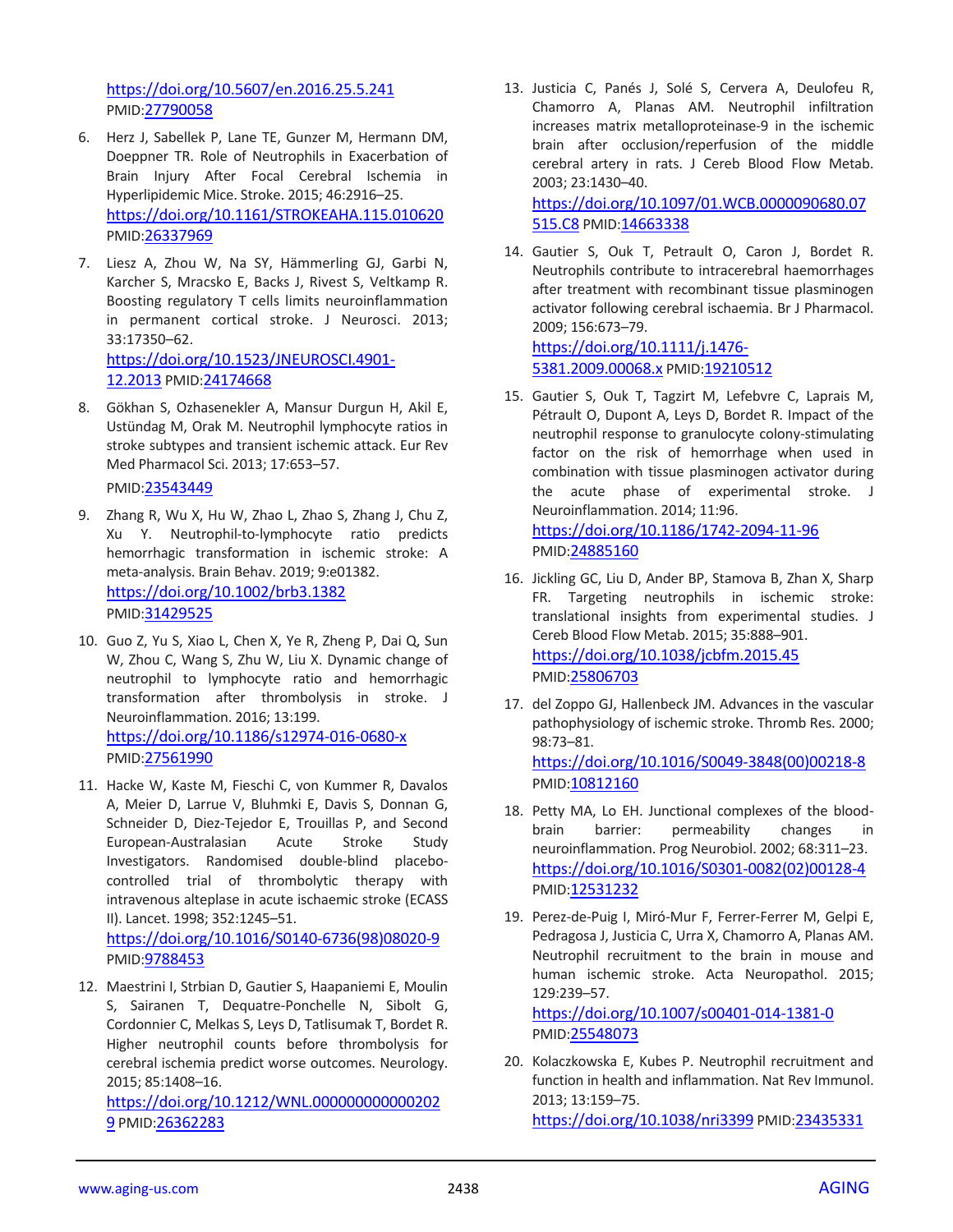https://doi.org/10.5607/en.2016.25.5.241 PMID:27790058

6. Herz J, Sabellek P, Lane TE, Gunzer M, Hermann DM, Doeppner TR. Role of Neutrophils in Exacerbation of Brain Injury After Focal Cerebral Ischemia in Hyperlipidemic Mice. Stroke. 2015; 46:2916–25. https://doi.org/10.1161/STROKEAHA.115.010620 PMID:26337969

7. Liesz A, Zhou W, Na SY, Hämmerling GJ, Garbi N, Karcher S, Mracsko E, Backs J, Rivest S, Veltkamp R. Boosting regulatory T cells limits neuroinflammation in permanent cortical stroke. J Neurosci. 2013; 33:17350–62. https://doi.org/10.1523/JNEUROSCI.4901-12.2013 PMID:24174668

8. Gökhan S, Ozhasenekler A, Mansur Durgun H, Akil E, Ustündag M, Orak M. Neutrophil lymphocyte ratios in stroke subtypes and transient ischemic attack. Eur Rev Med Pharmacol Sci. 2013; 17:653–57. PMID:23543449

9. Zhang R, Wu X, Hu W, Zhao L, Zhao S, Zhang J, Chu Z, Xu Y. Neutrophil-to-lymphocyte ratio predicts hemorrhagic transformation in ischemic stroke: A meta-analysis. Brain Behav. 2019; 9:e01382. https://doi.org/10.1002/brb3.1382 PMID:31429525

10. Guo Z, Yu S, Xiao L, Chen X, Ye R, Zheng P, Dai Q, Sun W, Zhou C, Wang S, Zhu W, Liu X. Dynamic change of neutrophil to lymphocyte ratio and hemorrhagic transformation after thrombolysis in stroke. J Neuroinflammation. 2016; 13:199. https://doi.org/10.1186/s12974-016-0680-x PMID:27561990

11. Hacke W, Kaste M, Fieschi C, von Kummer R, Davalos A, Meier D, Larrue V, Bluhmki E, Davis S, Donnan G, Schneider D, Diez-Tejedor E, Trouillas P, and Second European-Australasian Acute Stroke Study Investigators. Randomised double-blind placebo-controlled trial of thrombolytic therapy with intravenous alteplase in acute ischaemic stroke (ECASS II). Lancet. 1998; 352:1245–51. https://doi.org/10.1016/S0140-6736(98)08020-9 PMID:9788453

12. Maestrini I, Strbian D, Gautier S, Haapaniemi E, Moulin S, Sairanen T, Dequatre-Ponchelle N, Sibolt G, Cordonnier C, Melkas S, Leys D, Tatlisumak T, Bordet R. Higher neutrophil counts before thrombolysis for cerebral ischemia predict worse outcomes. Neurology. 2015; 85:1408–16. https://doi.org/10.1212/WNL.0000000000002029 PMID:26362283

13. Justicia C, Panés J, Solé S, Cervera A, Deulofeu R, Chamorro A, Planas AM. Neutrophil infiltration increases matrix metalloproteinase-9 in the ischemic brain after occlusion/reperfusion of the middle cerebral artery in rats. J Cereb Blood Flow Metab. 2003; 23:1430–40. https://doi.org/10.1097/01.WCB.0000090680.07515.C8 PMID:14663338

14. Gautier S, Ouk T, Petrault O, Caron J, Bordet R. Neutrophils contribute to intracerebral haemorrhages after treatment with recombinant tissue plasminogen activator following cerebral ischaemia. Br J Pharmacol. 2009; 156:673–79. https://doi.org/10.1111/j.1476-5381.2009.00068.x PMID:19210512

15. Gautier S, Ouk T, Tagzirt M, Lefebvre C, Laprais M, Pétrault O, Dupont A, Leys D, Bordet R. Impact of the neutrophil response to granulocyte colony-stimulating factor on the risk of hemorrhage when used in combination with tissue plasminogen activator during the acute phase of experimental stroke. J Neuroinflammation. 2014; 11:96. https://doi.org/10.1186/1742-2094-11-96 PMID:24885160

16. Jickling GC, Liu D, Ander BP, Stamova B, Zhan X, Sharp FR. Targeting neutrophils in ischemic stroke: translational insights from experimental studies. J Cereb Blood Flow Metab. 2015; 35:888–901. https://doi.org/10.1038/jcbfm.2015.45 PMID:25806703

17. del Zoppo GJ, Hallenbeck JM. Advances in the vascular pathophysiology of ischemic stroke. Thromb Res. 2000; 98:73–81. https://doi.org/10.1016/S0049-3848(00)00218-8 PMID:10812160

18. Petty MA, Lo EH. Junctional complexes of the blood-brain barrier: permeability changes in neuroinflammation. Prog Neurobiol. 2002; 68:311–23. https://doi.org/10.1016/S0301-0082(02)00128-4 PMID:12531232

19. Perez-de-Puig I, Miró-Mur F, Ferrer-Ferrer M, Gelpi E, Pedragosa J, Justicia C, Urra X, Chamorro A, Planas AM. Neutrophil recruitment to the brain in mouse and human ischemic stroke. Acta Neuropathol. 2015; 129:239–57. https://doi.org/10.1007/s00401-014-1381-0 PMID:25548073

20. Kolaczkowska E, Kubes P. Neutrophil recruitment and function in health and inflammation. Nat Rev Immunol. 2013; 13:159–75. https://doi.org/10.1038/nri3399 PMID:23435331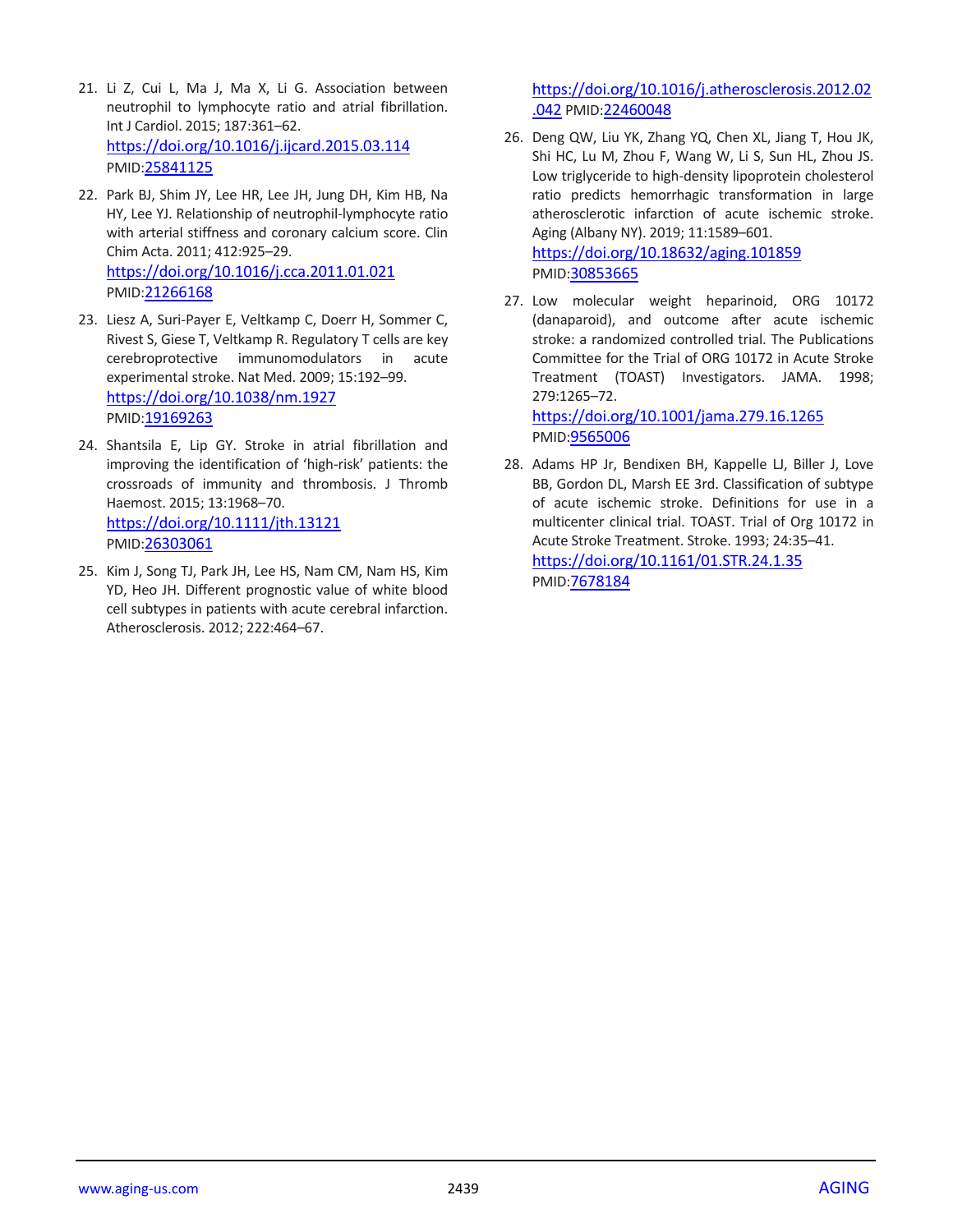21. Li Z, Cui L, Ma J, Ma X, Li G. Association between neutrophil to lymphocyte ratio and atrial fibrillation. Int J Cardiol. 2015; 187:361–62. https://doi.org/10.1016/j.ijcard.2015.03.114 PMID:25841125

22. Park BJ, Shim JY, Lee HR, Lee JH, Jung DH, Kim HB, Na HY, Lee YJ. Relationship of neutrophil-lymphocyte ratio with arterial stiffness and coronary calcium score. Clin Chim Acta. 2011; 412:925–29. https://doi.org/10.1016/j.cca.2011.01.021 PMID:21266168

23. Liesz A, Suri-Payer E, Veltkamp C, Doerr H, Sommer C, Rivest S, Giese T, Veltkamp R. Regulatory T cells are key cerebroprotective immunomodulators in acute experimental stroke. Nat Med. 2009; 15:192–99. https://doi.org/10.1038/nm.1927 PMID:19169263

24. Shantsila E, Lip GY. Stroke in atrial fibrillation and improving the identification of 'high-risk' patients: the crossroads of immunity and thrombosis. J Thromb Haemost. 2015; 13:1968–70. https://doi.org/10.1111/jth.13121 PMID:26303061

25. Kim J, Song TJ, Park JH, Lee HS, Nam CM, Nam HS, Kim YD, Heo JH. Different prognostic value of white blood cell subtypes in patients with acute cerebral infarction. Atherosclerosis. 2012; 222:464–67. https://doi.org/10.1016/j.atherosclerosis.2012.02.042 PMID:22460048

26. Deng QW, Liu YK, Zhang YQ, Chen XL, Jiang T, Hou JK, Shi HC, Lu M, Zhou F, Wang W, Li S, Sun HL, Zhou JS. Low triglyceride to high-density lipoprotein cholesterol ratio predicts hemorrhagic transformation in large atherosclerotic infarction of acute ischemic stroke. Aging (Albany NY). 2019; 11:1589–601. https://doi.org/10.18632/aging.101859 PMID:30853665

27. Low molecular weight heparinoid, ORG 10172 (danaparoid), and outcome after acute ischemic stroke: a randomized controlled trial. The Publications Committee for the Trial of ORG 10172 in Acute Stroke Treatment (TOAST) Investigators. JAMA. 1998; 279:1265–72. https://doi.org/10.1001/jama.279.16.1265 PMID:9565006

28. Adams HP Jr, Bendixen BH, Kappelle LJ, Biller J, Love BB, Gordon DL, Marsh EE 3rd. Classification of subtype of acute ischemic stroke. Definitions for use in a multicenter clinical trial. TOAST. Trial of Org 10172 in Acute Stroke Treatment. Stroke. 1993; 24:35–41. https://doi.org/10.1161/01.STR.24.1.35 PMID:7678184